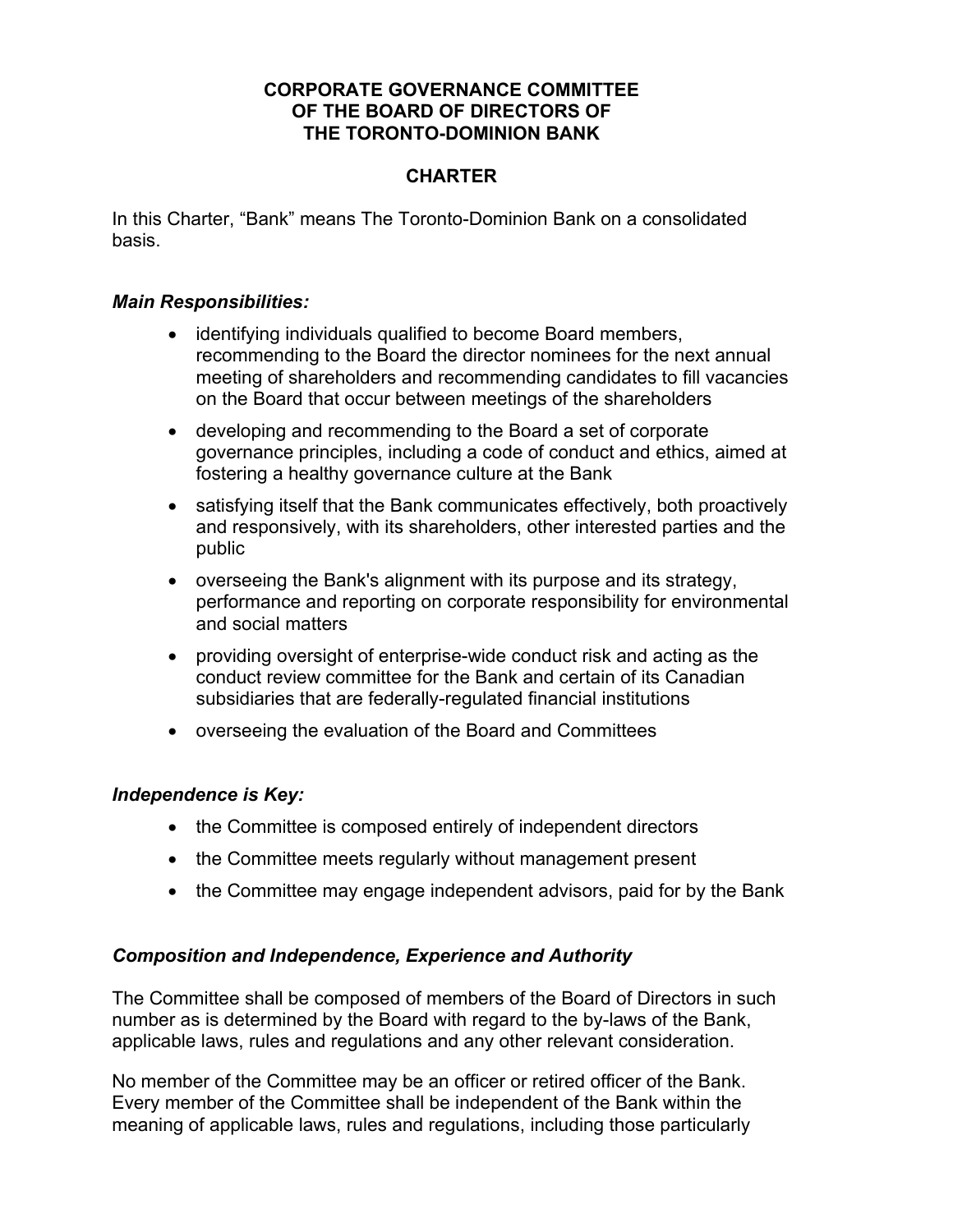**CORPORATE GOVERNANCE COMMITTEE
OF THE BOARD OF DIRECTORS OF
THE TORONTO-DOMINION BANK**

**CHARTER**

In this Charter, “Bank” means The Toronto-Dominion Bank on a consolidated basis.

***Main Responsibilities:***

- identifying individuals qualified to become Board members, recommending to the Board the director nominees for the next annual meeting of shareholders and recommending candidates to fill vacancies on the Board that occur between meetings of the shareholders
- developing and recommending to the Board a set of corporate governance principles, including a code of conduct and ethics, aimed at fostering a healthy governance culture at the Bank
- satisfying itself that the Bank communicates effectively, both proactively and responsively, with its shareholders, other interested parties and the public
- overseeing the Bank's alignment with its purpose and its strategy, performance and reporting on corporate responsibility for environmental and social matters
- providing oversight of enterprise-wide conduct risk and acting as the conduct review committee for the Bank and certain of its Canadian subsidiaries that are federally-regulated financial institutions
- overseeing the evaluation of the Board and Committees

***Independence is Key:***

- the Committee is composed entirely of independent directors
- the Committee meets regularly without management present
- the Committee may engage independent advisors, paid for by the Bank

***Composition and Independence, Experience and Authority***

The Committee shall be composed of members of the Board of Directors in such number as is determined by the Board with regard to the by-laws of the Bank, applicable laws, rules and regulations and any other relevant consideration.

No member of the Committee may be an officer or retired officer of the Bank. Every member of the Committee shall be independent of the Bank within the meaning of applicable laws, rules and regulations, including those particularly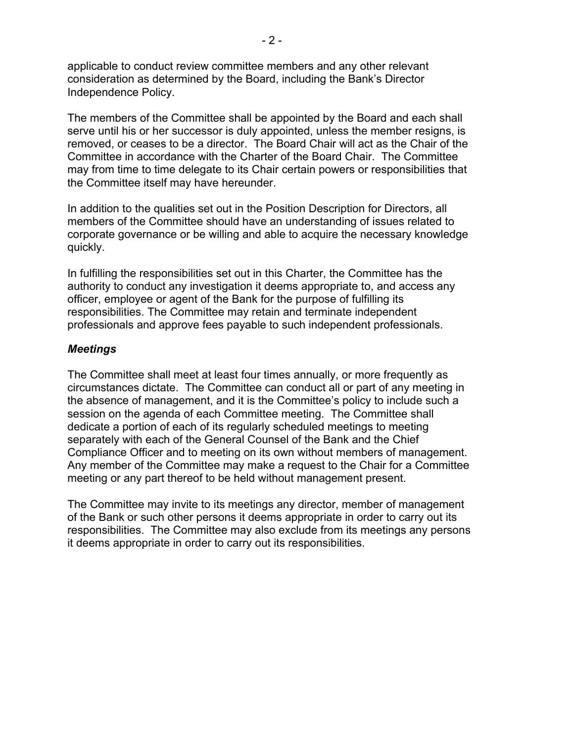applicable to conduct review committee members and any other relevant consideration as determined by the Board, including the Bank's Director Independence Policy.

The members of the Committee shall be appointed by the Board and each shall serve until his or her successor is duly appointed, unless the member resigns, is removed, or ceases to be a director. The Board Chair will act as the Chair of the Committee in accordance with the Charter of the Board Chair. The Committee may from time to time delegate to its Chair certain powers or responsibilities that the Committee itself may have hereunder.

In addition to the qualities set out in the Position Description for Directors, all members of the Committee should have an understanding of issues related to corporate governance or be willing and able to acquire the necessary knowledge quickly.

In fulfilling the responsibilities set out in this Charter, the Committee has the authority to conduct any investigation it deems appropriate to, and access any officer, employee or agent of the Bank for the purpose of fulfilling its responsibilities. The Committee may retain and terminate independent professionals and approve fees payable to such independent professionals.

### *Meetings*

The Committee shall meet at least four times annually, or more frequently as circumstances dictate. The Committee can conduct all or part of any meeting in the absence of management, and it is the Committee's policy to include such a session on the agenda of each Committee meeting. The Committee shall dedicate a portion of each of its regularly scheduled meetings to meeting separately with each of the General Counsel of the Bank and the Chief Compliance Officer and to meeting on its own without members of management. Any member of the Committee may make a request to the Chair for a Committee meeting or any part thereof to be held without management present.

The Committee may invite to its meetings any director, member of management of the Bank or such other persons it deems appropriate in order to carry out its responsibilities. The Committee may also exclude from its meetings any persons it deems appropriate in order to carry out its responsibilities.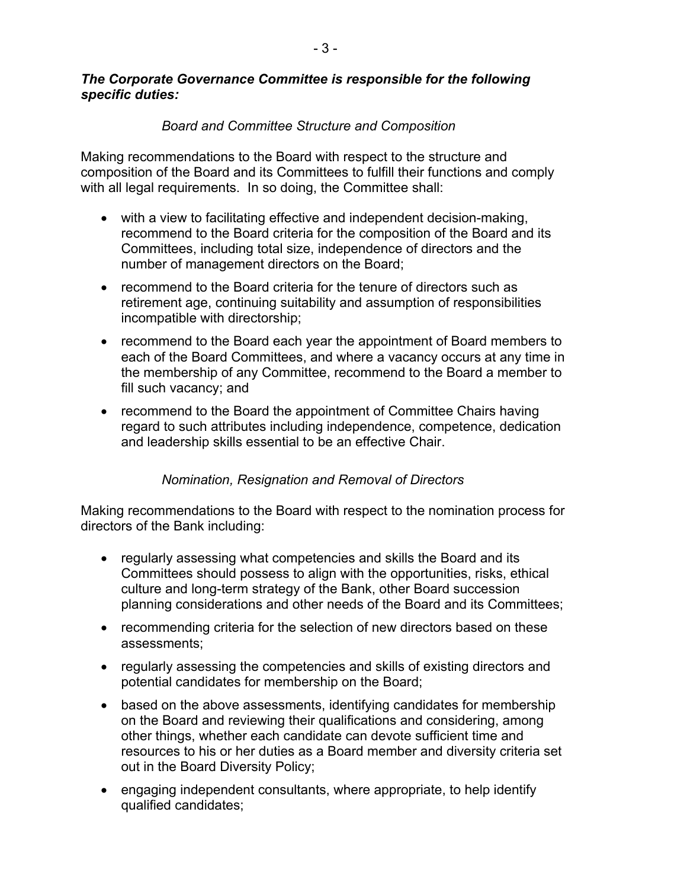***The Corporate Governance Committee is responsible for the following specific duties:***

*Board and Committee Structure and Composition*

Making recommendations to the Board with respect to the structure and composition of the Board and its Committees to fulfill their functions and comply with all legal requirements. In so doing, the Committee shall:

- with a view to facilitating effective and independent decision-making, recommend to the Board criteria for the composition of the Board and its Committees, including total size, independence of directors and the number of management directors on the Board;
- recommend to the Board criteria for the tenure of directors such as retirement age, continuing suitability and assumption of responsibilities incompatible with directorship;
- recommend to the Board each year the appointment of Board members to each of the Board Committees, and where a vacancy occurs at any time in the membership of any Committee, recommend to the Board a member to fill such vacancy; and
- recommend to the Board the appointment of Committee Chairs having regard to such attributes including independence, competence, dedication and leadership skills essential to be an effective Chair.

*Nomination, Resignation and Removal of Directors*

Making recommendations to the Board with respect to the nomination process for directors of the Bank including:

- regularly assessing what competencies and skills the Board and its Committees should possess to align with the opportunities, risks, ethical culture and long-term strategy of the Bank, other Board succession planning considerations and other needs of the Board and its Committees;
- recommending criteria for the selection of new directors based on these assessments;
- regularly assessing the competencies and skills of existing directors and potential candidates for membership on the Board;
- based on the above assessments, identifying candidates for membership on the Board and reviewing their qualifications and considering, among other things, whether each candidate can devote sufficient time and resources to his or her duties as a Board member and diversity criteria set out in the Board Diversity Policy;
- engaging independent consultants, where appropriate, to help identify qualified candidates;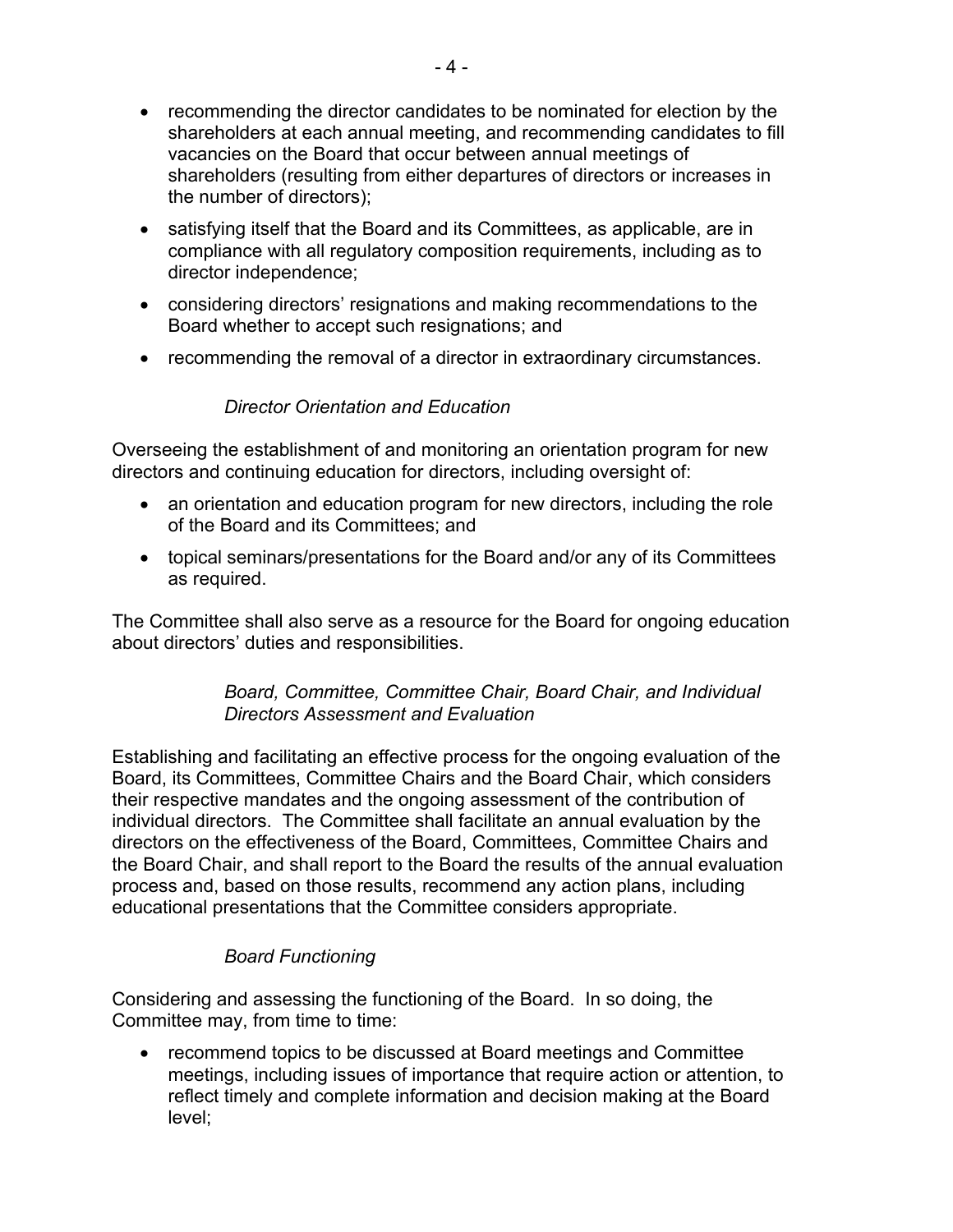- recommending the director candidates to be nominated for election by the shareholders at each annual meeting, and recommending candidates to fill vacancies on the Board that occur between annual meetings of shareholders (resulting from either departures of directors or increases in the number of directors);
- satisfying itself that the Board and its Committees, as applicable, are in compliance with all regulatory composition requirements, including as to director independence;
- considering directors' resignations and making recommendations to the Board whether to accept such resignations; and
- recommending the removal of a director in extraordinary circumstances.

*Director Orientation and Education*

Overseeing the establishment of and monitoring an orientation program for new directors and continuing education for directors, including oversight of:

- an orientation and education program for new directors, including the role of the Board and its Committees; and
- topical seminars/presentations for the Board and/or any of its Committees as required.

The Committee shall also serve as a resource for the Board for ongoing education about directors' duties and responsibilities.

*Board, Committee, Committee Chair, Board Chair, and Individual Directors Assessment and Evaluation*

Establishing and facilitating an effective process for the ongoing evaluation of the Board, its Committees, Committee Chairs and the Board Chair, which considers their respective mandates and the ongoing assessment of the contribution of individual directors. The Committee shall facilitate an annual evaluation by the directors on the effectiveness of the Board, Committees, Committee Chairs and the Board Chair, and shall report to the Board the results of the annual evaluation process and, based on those results, recommend any action plans, including educational presentations that the Committee considers appropriate.

*Board Functioning*

Considering and assessing the functioning of the Board. In so doing, the Committee may, from time to time:

- recommend topics to be discussed at Board meetings and Committee meetings, including issues of importance that require action or attention, to reflect timely and complete information and decision making at the Board level;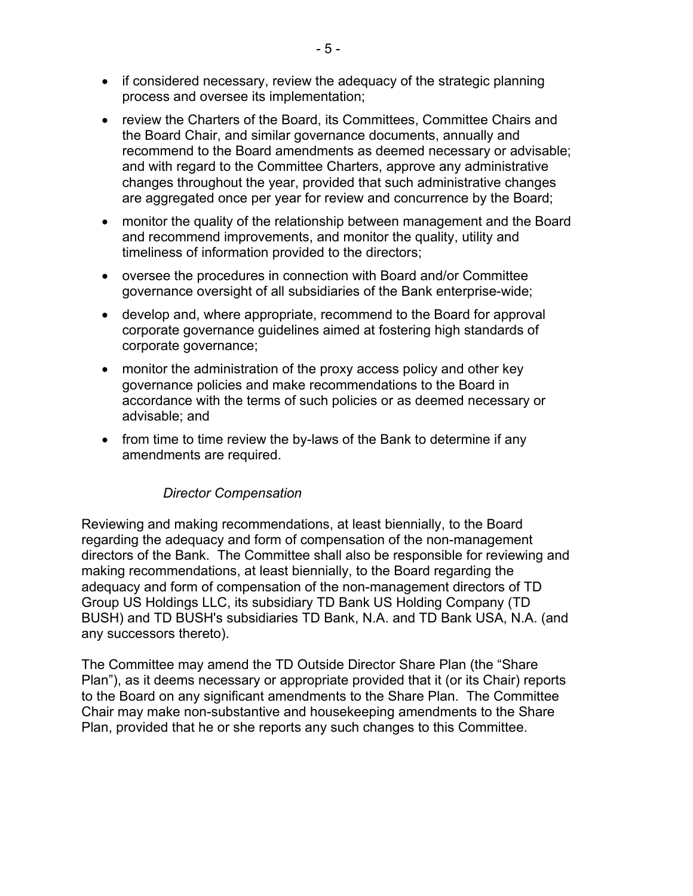- if considered necessary, review the adequacy of the strategic planning process and oversee its implementation;
- review the Charters of the Board, its Committees, Committee Chairs and the Board Chair, and similar governance documents, annually and recommend to the Board amendments as deemed necessary or advisable; and with regard to the Committee Charters, approve any administrative changes throughout the year, provided that such administrative changes are aggregated once per year for review and concurrence by the Board;
- monitor the quality of the relationship between management and the Board and recommend improvements, and monitor the quality, utility and timeliness of information provided to the directors;
- oversee the procedures in connection with Board and/or Committee governance oversight of all subsidiaries of the Bank enterprise-wide;
- develop and, where appropriate, recommend to the Board for approval corporate governance guidelines aimed at fostering high standards of corporate governance;
- monitor the administration of the proxy access policy and other key governance policies and make recommendations to the Board in accordance with the terms of such policies or as deemed necessary or advisable; and
- from time to time review the by-laws of the Bank to determine if any amendments are required.

*Director Compensation*

Reviewing and making recommendations, at least biennially, to the Board regarding the adequacy and form of compensation of the non-management directors of the Bank. The Committee shall also be responsible for reviewing and making recommendations, at least biennially, to the Board regarding the adequacy and form of compensation of the non-management directors of TD Group US Holdings LLC, its subsidiary TD Bank US Holding Company (TD BUSH) and TD BUSH's subsidiaries TD Bank, N.A. and TD Bank USA, N.A. (and any successors thereto).

The Committee may amend the TD Outside Director Share Plan (the "Share Plan"), as it deems necessary or appropriate provided that it (or its Chair) reports to the Board on any significant amendments to the Share Plan. The Committee Chair may make non-substantive and housekeeping amendments to the Share Plan, provided that he or she reports any such changes to this Committee.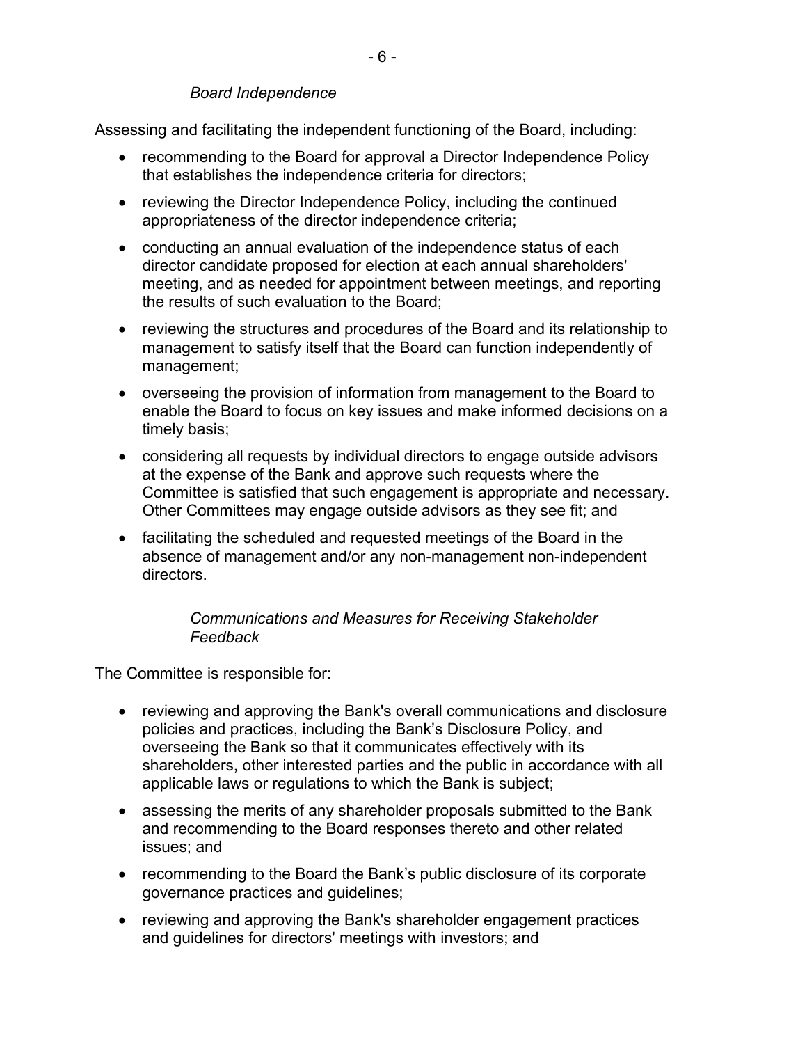*Board Independence*

Assessing and facilitating the independent functioning of the Board, including:

- recommending to the Board for approval a Director Independence Policy that establishes the independence criteria for directors;
- reviewing the Director Independence Policy, including the continued appropriateness of the director independence criteria;
- conducting an annual evaluation of the independence status of each director candidate proposed for election at each annual shareholders' meeting, and as needed for appointment between meetings, and reporting the results of such evaluation to the Board;
- reviewing the structures and procedures of the Board and its relationship to management to satisfy itself that the Board can function independently of management;
- overseeing the provision of information from management to the Board to enable the Board to focus on key issues and make informed decisions on a timely basis;
- considering all requests by individual directors to engage outside advisors at the expense of the Bank and approve such requests where the Committee is satisfied that such engagement is appropriate and necessary. Other Committees may engage outside advisors as they see fit; and
- facilitating the scheduled and requested meetings of the Board in the absence of management and/or any non-management non-independent directors.

*Communications and Measures for Receiving Stakeholder Feedback*

The Committee is responsible for:

- reviewing and approving the Bank's overall communications and disclosure policies and practices, including the Bank's Disclosure Policy, and overseeing the Bank so that it communicates effectively with its shareholders, other interested parties and the public in accordance with all applicable laws or regulations to which the Bank is subject;
- assessing the merits of any shareholder proposals submitted to the Bank and recommending to the Board responses thereto and other related issues; and
- recommending to the Board the Bank's public disclosure of its corporate governance practices and guidelines;
- reviewing and approving the Bank's shareholder engagement practices and guidelines for directors' meetings with investors; and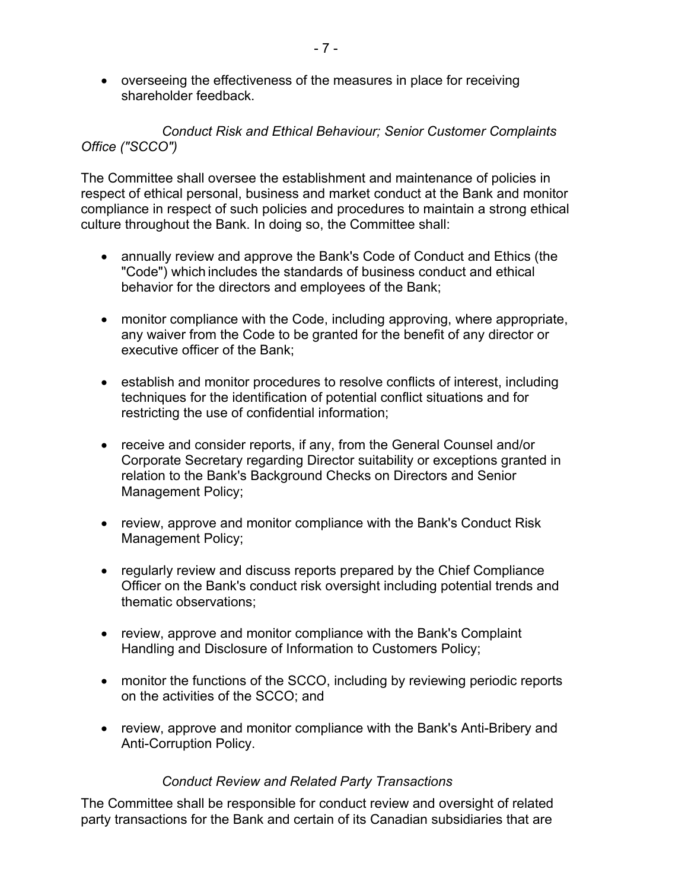- overseeing the effectiveness of the measures in place for receiving shareholder feedback.

*Conduct Risk and Ethical Behaviour; Senior Customer Complaints Office ("SCCO")*

The Committee shall oversee the establishment and maintenance of policies in respect of ethical personal, business and market conduct at the Bank and monitor compliance in respect of such policies and procedures to maintain a strong ethical culture throughout the Bank. In doing so, the Committee shall:

- annually review and approve the Bank's Code of Conduct and Ethics (the "Code") which includes the standards of business conduct and ethical behavior for the directors and employees of the Bank;

- monitor compliance with the Code, including approving, where appropriate, any waiver from the Code to be granted for the benefit of any director or executive officer of the Bank;

- establish and monitor procedures to resolve conflicts of interest, including techniques for the identification of potential conflict situations and for restricting the use of confidential information;

- receive and consider reports, if any, from the General Counsel and/or Corporate Secretary regarding Director suitability or exceptions granted in relation to the Bank's Background Checks on Directors and Senior Management Policy;

- review, approve and monitor compliance with the Bank's Conduct Risk Management Policy;

- regularly review and discuss reports prepared by the Chief Compliance Officer on the Bank's conduct risk oversight including potential trends and thematic observations;

- review, approve and monitor compliance with the Bank's Complaint Handling and Disclosure of Information to Customers Policy;

- monitor the functions of the SCCO, including by reviewing periodic reports on the activities of the SCCO; and

- review, approve and monitor compliance with the Bank's Anti-Bribery and Anti-Corruption Policy.

*Conduct Review and Related Party Transactions*

The Committee shall be responsible for conduct review and oversight of related party transactions for the Bank and certain of its Canadian subsidiaries that are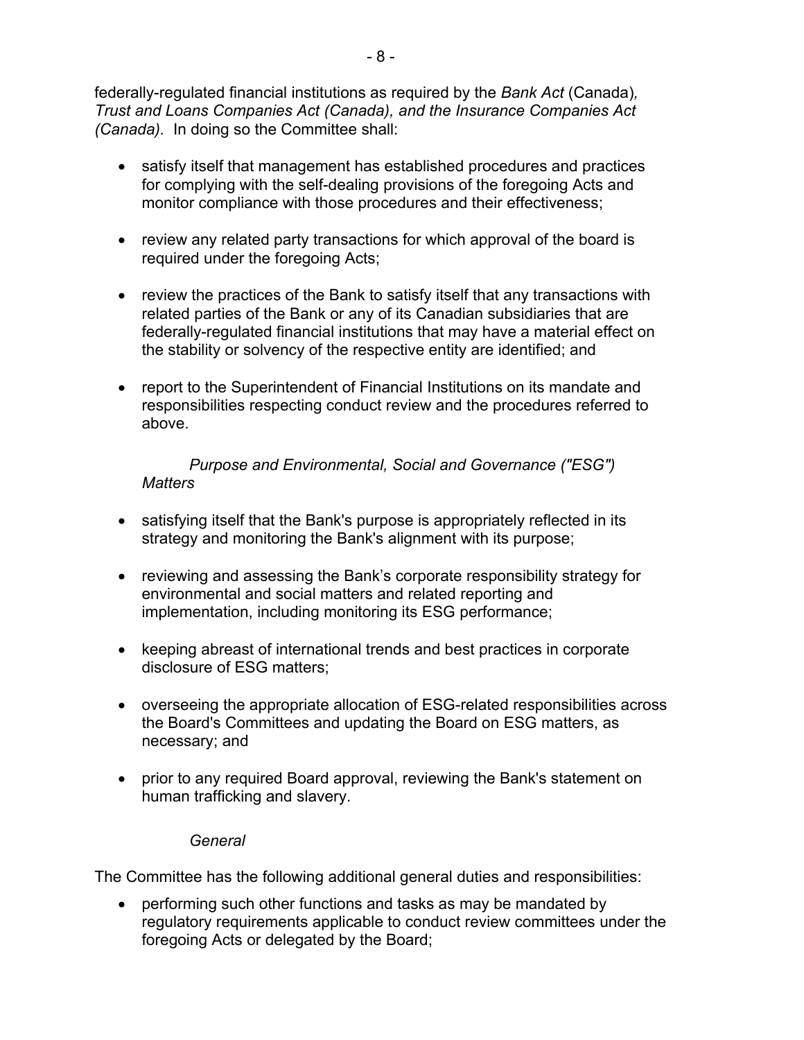federally-regulated financial institutions as required by the *Bank Act* (Canada)*, Trust and Loans Companies Act (Canada), and the Insurance Companies Act (Canada).* In doing so the Committee shall:

- satisfy itself that management has established procedures and practices for complying with the self-dealing provisions of the foregoing Acts and monitor compliance with those procedures and their effectiveness;
- review any related party transactions for which approval of the board is required under the foregoing Acts;
- review the practices of the Bank to satisfy itself that any transactions with related parties of the Bank or any of its Canadian subsidiaries that are federally-regulated financial institutions that may have a material effect on the stability or solvency of the respective entity are identified; and
- report to the Superintendent of Financial Institutions on its mandate and responsibilities respecting conduct review and the procedures referred to above.

*Purpose and Environmental, Social and Governance ("ESG") Matters*

- satisfying itself that the Bank's purpose is appropriately reflected in its strategy and monitoring the Bank's alignment with its purpose;
- reviewing and assessing the Bank's corporate responsibility strategy for environmental and social matters and related reporting and implementation, including monitoring its ESG performance;
- keeping abreast of international trends and best practices in corporate disclosure of ESG matters;
- overseeing the appropriate allocation of ESG-related responsibilities across the Board's Committees and updating the Board on ESG matters, as necessary; and
- prior to any required Board approval, reviewing the Bank's statement on human trafficking and slavery.

*General*

The Committee has the following additional general duties and responsibilities:

- performing such other functions and tasks as may be mandated by regulatory requirements applicable to conduct review committees under the foregoing Acts or delegated by the Board;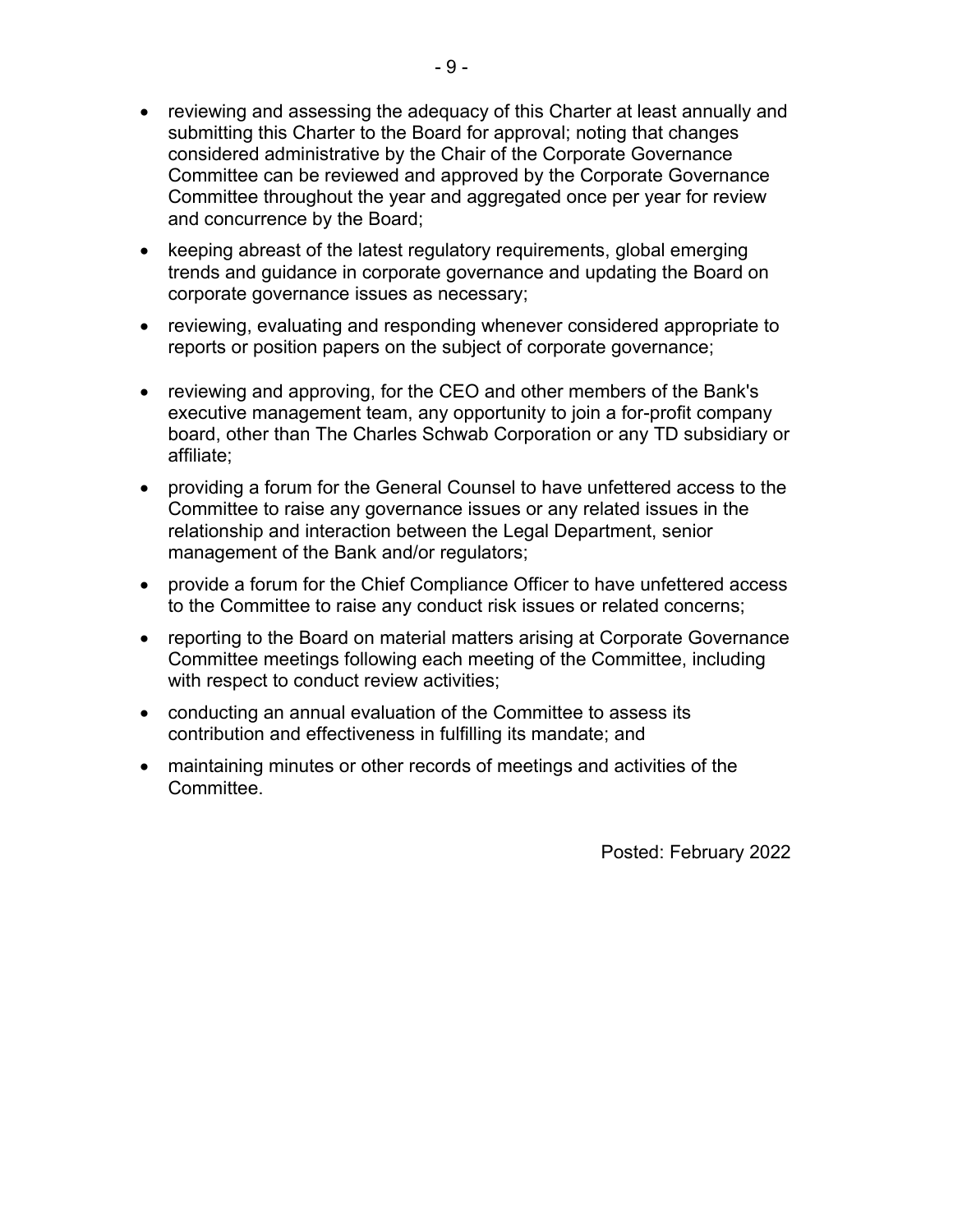- reviewing and assessing the adequacy of this Charter at least annually and submitting this Charter to the Board for approval; noting that changes considered administrative by the Chair of the Corporate Governance Committee can be reviewed and approved by the Corporate Governance Committee throughout the year and aggregated once per year for review and concurrence by the Board;
- keeping abreast of the latest regulatory requirements, global emerging trends and guidance in corporate governance and updating the Board on corporate governance issues as necessary;
- reviewing, evaluating and responding whenever considered appropriate to reports or position papers on the subject of corporate governance;
- reviewing and approving, for the CEO and other members of the Bank's executive management team, any opportunity to join a for-profit company board, other than The Charles Schwab Corporation or any TD subsidiary or affiliate;
- providing a forum for the General Counsel to have unfettered access to the Committee to raise any governance issues or any related issues in the relationship and interaction between the Legal Department, senior management of the Bank and/or regulators;
- provide a forum for the Chief Compliance Officer to have unfettered access to the Committee to raise any conduct risk issues or related concerns;
- reporting to the Board on material matters arising at Corporate Governance Committee meetings following each meeting of the Committee, including with respect to conduct review activities;
- conducting an annual evaluation of the Committee to assess its contribution and effectiveness in fulfilling its mandate; and
- maintaining minutes or other records of meetings and activities of the Committee.

Posted: February 2022